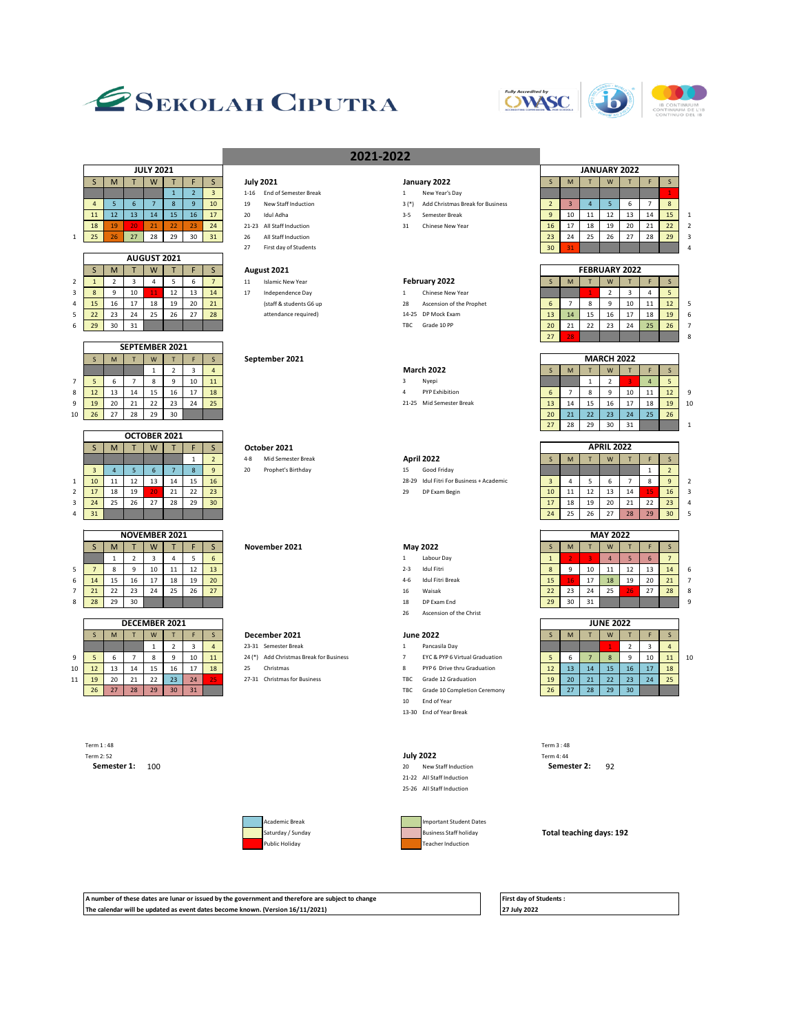# SEKOLAH CIPUTRA

## 2021-2022

**JULY 2021**

| Wk | S | M | T | W | T | F | S |
|---|---|---|---|---|---|---|---|
| | | | | | 1 | 2 | 3 |
| | 4 | 5 | 6 | 7 | 8 | 9 | 10 |
| | 11 | 12 | 13 | 14 | 15 | 16 | 17 |
| | 18 | 19 | 20 | 21 | 22 | 23 | 24 |
| 1 | 25 | 26 | 27 | 28 | 29 | 30 | 31 |

**July 2021**
- 1-16 End of Semester Break
- 19 New Staff Induction
- 20 Idul Adha
- 21-23 All Staff Induction
- 26 All Staff Induction
- 27 First day of Students

**AUGUST 2021**

| Wk | S | M | T | W | T | F | S |
|---|---|---|---|---|---|---|---|
| 2 | 1 | 2 | 3 | 4 | 5 | 6 | 7 |
| 3 | 8 | 9 | 10 | 11 | 12 | 13 | 14 |
| 4 | 15 | 16 | 17 | 18 | 19 | 20 | 21 |
| 5 | 22 | 23 | 24 | 25 | 26 | 27 | 28 |
| 6 | 29 | 30 | 31 | | | | |

**August 2021**
- 11 Islamic New Year
- 17 Independence Day (staff & students G6 up attendance required)

**SEPTEMBER 2021**

| Wk | S | M | T | W | T | F | S |
|---|---|---|---|---|---|---|---|
| | | | | 1 | 2 | 3 | 4 |
| 7 | 5 | 6 | 7 | 8 | 9 | 10 | 11 |
| 8 | 12 | 13 | 14 | 15 | 16 | 17 | 18 |
| 9 | 19 | 20 | 21 | 22 | 23 | 24 | 25 |
| 10 | 26 | 27 | 28 | 29 | 30 | | |

**September 2021**

**OCTOBER 2021**

| Wk | S | M | T | W | T | F | S |
|---|---|---|---|---|---|---|---|
| | | | | | | 1 | 2 |
| | 3 | 4 | 5 | 6 | 7 | 8 | 9 |
| 1 | 10 | 11 | 12 | 13 | 14 | 15 | 16 |
| 2 | 17 | 18 | 19 | 20 | 21 | 22 | 23 |
| 3 | 24 | 25 | 26 | 27 | 28 | 29 | 30 |
| 4 | 31 | | | | | | |

**October 2021**
- 4-8 Mid Semester Break
- 20 Prophet's Birthday

**NOVEMBER 2021**

| Wk | S | M | T | W | T | F | S |
|---|---|---|---|---|---|---|---|
| | | 1 | 2 | 3 | 4 | 5 | 6 |
| 5 | 7 | 8 | 9 | 10 | 11 | 12 | 13 |
| 6 | 14 | 15 | 16 | 17 | 18 | 19 | 20 |
| 7 | 21 | 22 | 23 | 24 | 25 | 26 | 27 |
| 8 | 28 | 29 | 30 | | | | |

**November 2021**

**DECEMBER 2021**

| Wk | S | M | T | W | T | F | S |
|---|---|---|---|---|---|---|---|
| | | | | 1 | 2 | 3 | 4 |
| 9 | 5 | 6 | 7 | 8 | 9 | 10 | 11 |
| 10 | 12 | 13 | 14 | 15 | 16 | 17 | 18 |
| 11 | 19 | 20 | 21 | 22 | 23 | 24 | 25 |
| | 26 | 27 | 28 | 29 | 30 | 31 | |

**December 2021**
- 23-31 Semester Break
- 24 (*) Add Christmas Break for Business
- 25 Christmas
- 27-31 Christmas for Business

**JANUARY 2022**

| S | M | T | W | T | F | S | Wk |
|---|---|---|---|---|---|---|---|
| | | | | | | 1 | |
| 2 | 3 | 4 | 5 | 6 | 7 | 8 | |
| 9 | 10 | 11 | 12 | 13 | 14 | 15 | 1 |
| 16 | 17 | 18 | 19 | 20 | 21 | 22 | 2 |
| 23 | 24 | 25 | 26 | 27 | 28 | 29 | 3 |
| 30 | 31 | | | | | | 4 |

**January 2022**
- 1 New Year's Day
- 3 (*) Add Christmas Break for Business
- 3-5 Semester Break
- 31 Chinese New Year

**FEBRUARY 2022**

| S | M | T | W | T | F | S | Wk |
|---|---|---|---|---|---|---|---|
| | | 1 | 2 | 3 | 4 | 5 | |
| 6 | 7 | 8 | 9 | 10 | 11 | 12 | 5 |
| 13 | 14 | 15 | 16 | 17 | 18 | 19 | 6 |
| 20 | 21 | 22 | 23 | 24 | 25 | 26 | 7 |
| 27 | 28 | | | | | | 8 |

**February 2022**
- 1 Chinese New Year
- 28 Ascension of the Prophet
- 14-25 DP Mock Exam
- TBC Grade 10 PP

**MARCH 2022**

| S | M | T | W | T | F | S | Wk |
|---|---|---|---|---|---|---|---|
| | | 1 | 2 | 3 | 4 | 5 | |
| 6 | 7 | 8 | 9 | 10 | 11 | 12 | 9 |
| 13 | 14 | 15 | 16 | 17 | 18 | 19 | 10 |
| 20 | 21 | 22 | 23 | 24 | 25 | 26 | |
| 27 | 28 | 29 | 30 | 31 | | | 1 |

**March 2022**
- 3 Nyepi
- 4 PYP Exhibition
- 21-25 Mid Semester Break

**APRIL 2022**

| S | M | T | W | T | F | S | Wk |
|---|---|---|---|---|---|---|---|
| | | | | | 1 | 2 | |
| 3 | 4 | 5 | 6 | 7 | 8 | 9 | 2 |
| 10 | 11 | 12 | 13 | 14 | 15 | 16 | 3 |
| 17 | 18 | 19 | 20 | 21 | 22 | 23 | 4 |
| 24 | 25 | 26 | 27 | 28 | 29 | 30 | 5 |

**April 2022**
- 15 Good Friday
- 28-29 Idul Fitri For Business + Academic
- 29 DP Exam Begin

**MAY 2022**

| S | M | T | W | T | F | S | Wk |
|---|---|---|---|---|---|---|---|
| 1 | 2 | 3 | 4 | 5 | 6 | 7 | |
| 8 | 9 | 10 | 11 | 12 | 13 | 14 | 6 |
| 15 | 16 | 17 | 18 | 19 | 20 | 21 | 7 |
| 22 | 23 | 24 | 25 | 26 | 27 | 28 | 8 |
| 29 | 30 | 31 | | | | | 9 |

**May 2022**
- 1 Labour Day
- 2-3 Idul Fitri
- 4-6 Idul Fitri Break
- 16 Waisak
- 18 DP Exam End
- 26 Ascension of the Christ

**JUNE 2022**

| S | M | T | W | T | F | S | Wk |
|---|---|---|---|---|---|---|---|
| | | | 1 | 2 | 3 | 4 | |
| 5 | 6 | 7 | 8 | 9 | 10 | 11 | 10 |
| 12 | 13 | 14 | 15 | 16 | 17 | 18 | |
| 19 | 20 | 21 | 22 | 23 | 24 | 25 | |
| 26 | 27 | 28 | 29 | 30 | | | |

**June 2022**
- 1 Pancasila Day
- 7 EYC & PYP 6 Virtual Graduation
- 8 PYP 6 Drive thru Graduation
- TBC Grade 12 Graduation
- TBC Grade 10 Completion Ceremony
- 10 End of Year
- 13-30 End of Year Break

**July 2022**
- 20 New Staff Induction
- 21-22 All Staff Induction
- 25-26 All Staff Induction

Term 1 : 48
Term 2: 52
**Semester 1:** 100

Term 3 : 48
Term 4: 44
**Semester 2:** 92

**Legend:**
- Academic Break
- Saturday / Sunday
- Public Holiday
- Important Student Dates
- Business Staff holiday
- Teacher Induction

**Total teaching days: 192**

**A number of these dates are lunar or issued by the government and therefore are subject to change**
**The calendar will be updated as event dates become known. (Version 16/11/2021)**

**First day of Students :**
**27 July 2022**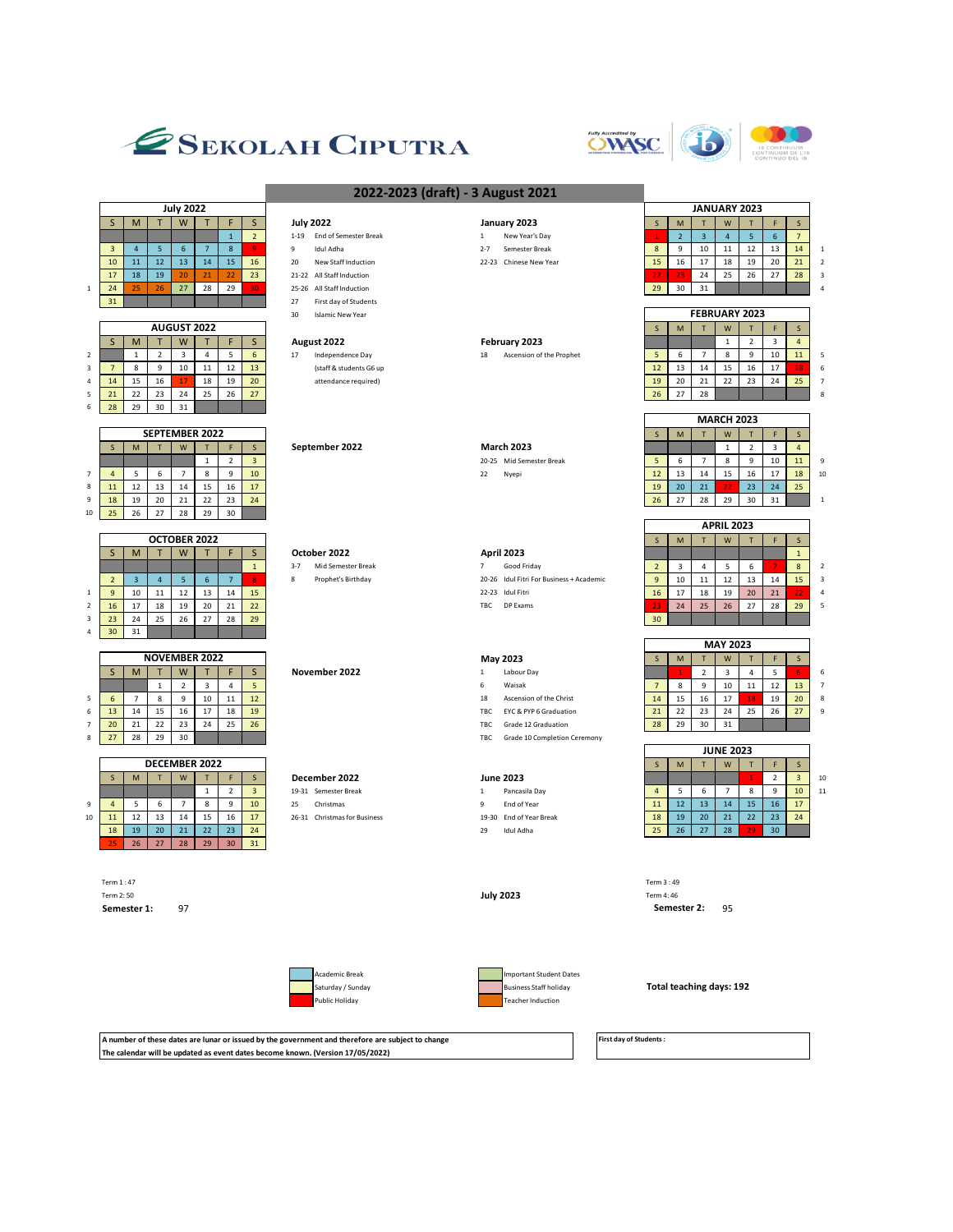# SEKOLAH CIPUTRA

## 2022-2023 (draft) - 3 August 2021

### July 2022

| | S | M | T | W | T | F | S |
|---|---|---|---|---|---|---|---|
| | | | | | | 1 | 2 |
| | 3 | 4 | 5 | 6 | 7 | 8 | 9 |
| | 10 | 11 | 12 | 13 | 14 | 15 | 16 |
| | 17 | 18 | 19 | 20 | 21 | 22 | 23 |
| 1 | 24 | 25 | 26 | 27 | 28 | 29 | 30 |
| | 31 | | | | | | |

**July 2022**
- 1-19 End of Semester Break
- 9 Idul Adha
- 20 New Staff Induction
- 21-22 All Staff Induction
- 25-26 All Staff Induction
- 27 First day of Students
- 30 Islamic New Year

### AUGUST 2022

| | S | M | T | W | T | F | S |
|---|---|---|---|---|---|---|---|
| 2 | | 1 | 2 | 3 | 4 | 5 | 6 |
| 3 | 7 | 8 | 9 | 10 | 11 | 12 | 13 |
| 4 | 14 | 15 | 16 | 17 | 18 | 19 | 20 |
| 5 | 21 | 22 | 23 | 24 | 25 | 26 | 27 |
| 6 | 28 | 29 | 30 | 31 | | | |

**August 2022**
- 17 Independence Day (staff & students G6 up attendance required)

### SEPTEMBER 2022

| | S | M | T | W | T | F | S |
|---|---|---|---|---|---|---|---|
| | | | | | 1 | 2 | 3 |
| 7 | 4 | 5 | 6 | 7 | 8 | 9 | 10 |
| 8 | 11 | 12 | 13 | 14 | 15 | 16 | 17 |
| 9 | 18 | 19 | 20 | 21 | 22 | 23 | 24 |
| 10 | 25 | 26 | 27 | 28 | 29 | 30 | |

**September 2022**

### OCTOBER 2022

| | S | M | T | W | T | F | S |
|---|---|---|---|---|---|---|---|
| | | | | | | | 1 |
| | 2 | 3 | 4 | 5 | 6 | 7 | 8 |
| 1 | 9 | 10 | 11 | 12 | 13 | 14 | 15 |
| 2 | 16 | 17 | 18 | 19 | 20 | 21 | 22 |
| 3 | 23 | 24 | 25 | 26 | 27 | 28 | 29 |
| 4 | 30 | 31 | | | | | |

**October 2022**
- 3-7 Mid Semester Break
- 8 Prophet's Birthday

### NOVEMBER 2022

| | S | M | T | W | T | F | S |
|---|---|---|---|---|---|---|---|
| | | | 1 | 2 | 3 | 4 | 5 |
| 5 | 6 | 7 | 8 | 9 | 10 | 11 | 12 |
| 6 | 13 | 14 | 15 | 16 | 17 | 18 | 19 |
| 7 | 20 | 21 | 22 | 23 | 24 | 25 | 26 |
| 8 | 27 | 28 | 29 | 30 | | | |

**November 2022**

### DECEMBER 2022

| | S | M | T | W | T | F | S |
|---|---|---|---|---|---|---|---|
| | | | | | 1 | 2 | 3 |
| 9 | 4 | 5 | 6 | 7 | 8 | 9 | 10 |
| 10 | 11 | 12 | 13 | 14 | 15 | 16 | 17 |
| | 18 | 19 | 20 | 21 | 22 | 23 | 24 |
| | 25 | 26 | 27 | 28 | 29 | 30 | 31 |

**December 2022**
- 19-31 Semester Break
- 25 Christmas
- 26-31 Christmas for Business

### JANUARY 2023

| S | M | T | W | T | F | S | |
|---|---|---|---|---|---|---|---|
| 1 | 2 | 3 | 4 | 5 | 6 | 7 | |
| 8 | 9 | 10 | 11 | 12 | 13 | 14 | 1 |
| 15 | 16 | 17 | 18 | 19 | 20 | 21 | 2 |
| 22 | 23 | 24 | 25 | 26 | 27 | 28 | 3 |
| 29 | 30 | 31 | | | | | 4 |

**January 2023**
- 1 New Year's Day
- 2-7 Semester Break
- 22-23 Chinese New Year

### FEBRUARY 2023

| S | M | T | W | T | F | S | |
|---|---|---|---|---|---|---|---|
| | | | 1 | 2 | 3 | 4 | |
| 5 | 6 | 7 | 8 | 9 | 10 | 11 | 5 |
| 12 | 13 | 14 | 15 | 16 | 17 | 18 | 6 |
| 19 | 20 | 21 | 22 | 23 | 24 | 25 | 7 |
| 26 | 27 | 28 | | | | | 8 |

**February 2023**
- 18 Ascension of the Prophet

### MARCH 2023

| S | M | T | W | T | F | S | |
|---|---|---|---|---|---|---|---|
| | | | 1 | 2 | 3 | 4 | |
| 5 | 6 | 7 | 8 | 9 | 10 | 11 | 9 |
| 12 | 13 | 14 | 15 | 16 | 17 | 18 | 10 |
| 19 | 20 | 21 | 22 | 23 | 24 | 25 | |
| 26 | 27 | 28 | 29 | 30 | 31 | | 1 |

**March 2023**
- 20-25 Mid Semester Break
- 22 Nyepi

### APRIL 2023

| S | M | T | W | T | F | S | |
|---|---|---|---|---|---|---|---|
| | | | | | | 1 | |
| 2 | 3 | 4 | 5 | 6 | 7 | 8 | 2 |
| 9 | 10 | 11 | 12 | 13 | 14 | 15 | 3 |
| 16 | 17 | 18 | 19 | 20 | 21 | 22 | 4 |
| 23 | 24 | 25 | 26 | 27 | 28 | 29 | 5 |
| 30 | | | | | | | |

**April 2023**
- 7 Good Friday
- 20-26 Idul Fitri For Business + Academic
- 22-23 Idul Fitri
- TBC DP Exams

### MAY 2023

| S | M | T | W | T | F | S | |
|---|---|---|---|---|---|---|---|
| | 1 | 2 | 3 | 4 | 5 | 6 | 6 |
| 7 | 8 | 9 | 10 | 11 | 12 | 13 | 7 |
| 14 | 15 | 16 | 17 | 18 | 19 | 20 | 8 |
| 21 | 22 | 23 | 24 | 25 | 26 | 27 | 9 |
| 28 | 29 | 30 | 31 | | | | |

**May 2023**
- 1 Labour Day
- 6 Waisak
- 18 Ascension of the Christ
- TBC EYC & PYP 6 Graduation
- TBC Grade 12 Graduation
- TBC Grade 10 Completion Ceremony

### JUNE 2023

| S | M | T | W | T | F | S | |
|---|---|---|---|---|---|---|---|
| | | | | 1 | 2 | 3 | 10 |
| 4 | 5 | 6 | 7 | 8 | 9 | 10 | 11 |
| 11 | 12 | 13 | 14 | 15 | 16 | 17 | |
| 18 | 19 | 20 | 21 | 22 | 23 | 24 | |
| 25 | 26 | 27 | 28 | 29 | 30 | | |

**June 2023**
- 1 Pancasila Day
- 9 End of Year
- 19-30 End of Year Break
- 29 Idul Adha

**July 2023**

Term 1 : 47
Term 2: 50
**Semester 1:** 97

Term 3 : 49
Term 4: 46
**Semester 2:** 95

Legend:
- Academic Break
- Saturday / Sunday
- Public Holiday
- Important Student Dates
- Business Staff holiday
- Teacher Induction

**Total teaching days: 192**

**A number of these dates are lunar or issued by the government and therefore are subject to change**
**The calendar will be updated as event dates become known. (Version 17/05/2022)**

**First day of Students :**